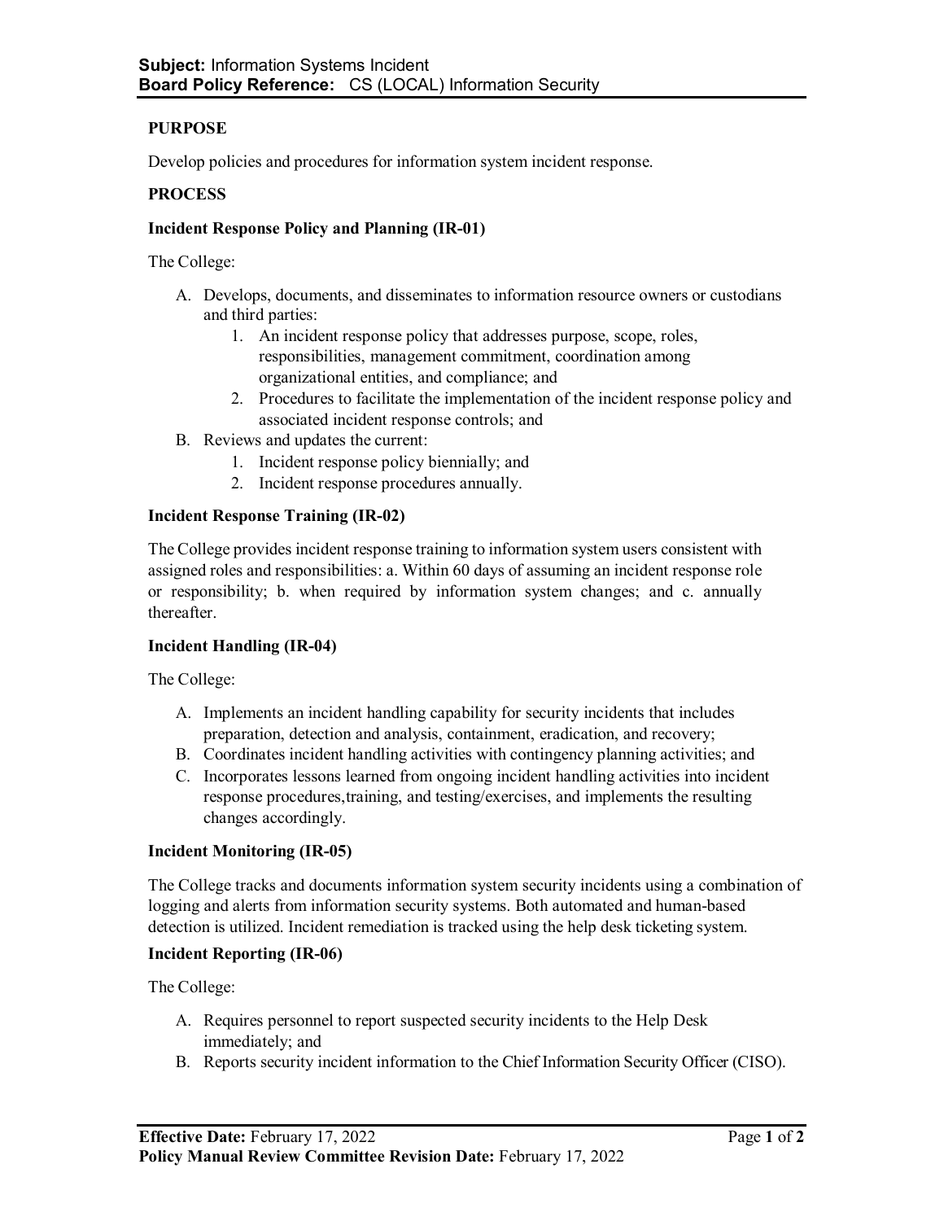**Subject:** Information Systems Incident
**Board Policy Reference:** CS (LOCAL) Information Security

## PURPOSE

Develop policies and procedures for information system incident response.

## PROCESS

### Incident Response Policy and Planning (IR-01)

The College:

A. Develops, documents, and disseminates to information resource owners or custodians and third parties:
   1. An incident response policy that addresses purpose, scope, roles, responsibilities, management commitment, coordination among organizational entities, and compliance; and
   2. Procedures to facilitate the implementation of the incident response policy and associated incident response controls; and
B. Reviews and updates the current:
   1. Incident response policy biennially; and
   2. Incident response procedures annually.

### Incident Response Training (IR-02)

The College provides incident response training to information system users consistent with assigned roles and responsibilities: a. Within 60 days of assuming an incident response role or responsibility; b. when required by information system changes; and c. annually thereafter.

### Incident Handling (IR-04)

The College:

A. Implements an incident handling capability for security incidents that includes preparation, detection and analysis, containment, eradication, and recovery;
B. Coordinates incident handling activities with contingency planning activities; and
C. Incorporates lessons learned from ongoing incident handling activities into incident response procedures,training, and testing/exercises, and implements the resulting changes accordingly.

### Incident Monitoring (IR-05)

The College tracks and documents information system security incidents using a combination of logging and alerts from information security systems. Both automated and human-based detection is utilized. Incident remediation is tracked using the help desk ticketing system.

### Incident Reporting (IR-06)

The College:

A. Requires personnel to report suspected security incidents to the Help Desk immediately; and
B. Reports security incident information to the Chief Information Security Officer (CISO).

**Effective Date:** February 17, 2022
**Policy Manual Review Committee Revision Date:** February 17, 2022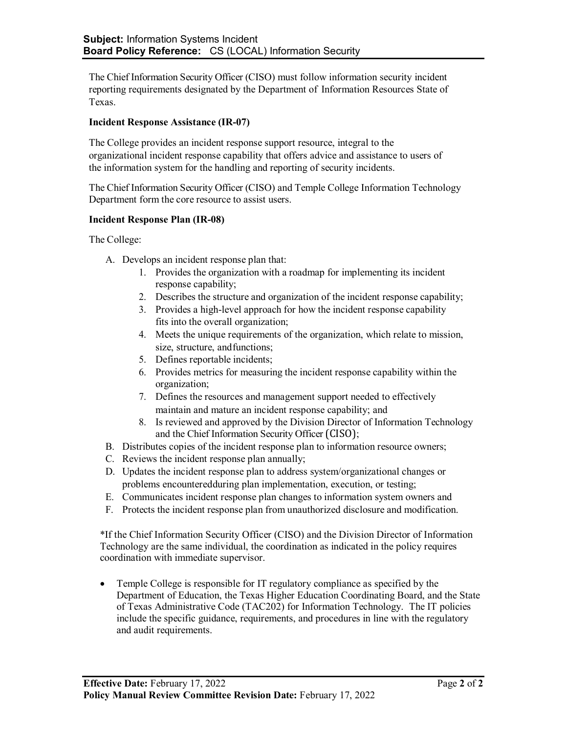**Subject:** Information Systems Incident
**Board Policy Reference:** CS (LOCAL) Information Security

The Chief Information Security Officer (CISO) must follow information security incident reporting requirements designated by the Department of Information Resources State of Texas.

**Incident Response Assistance (IR-07)**

The College provides an incident response support resource, integral to the organizational incident response capability that offers advice and assistance to users of the information system for the handling and reporting of security incidents.

The Chief Information Security Officer (CISO) and Temple College Information Technology Department form the core resource to assist users.

**Incident Response Plan (IR-08)**

The College:

A. Develops an incident response plan that:
    1. Provides the organization with a roadmap for implementing its incident response capability;
    2. Describes the structure and organization of the incident response capability;
    3. Provides a high-level approach for how the incident response capability fits into the overall organization;
    4. Meets the unique requirements of the organization, which relate to mission, size, structure, andfunctions;
    5. Defines reportable incidents;
    6. Provides metrics for measuring the incident response capability within the organization;
    7. Defines the resources and management support needed to effectively maintain and mature an incident response capability; and
    8. Is reviewed and approved by the Division Director of Information Technology and the Chief Information Security Officer (CISO);

B. Distributes copies of the incident response plan to information resource owners;

C. Reviews the incident response plan annually;

D. Updates the incident response plan to address system/organizational changes or problems encounteredduring plan implementation, execution, or testing;

E. Communicates incident response plan changes to information system owners and

F. Protects the incident response plan from unauthorized disclosure and modification.

*If the Chief Information Security Officer (CISO) and the Division Director of Information Technology are the same individual, the coordination as indicated in the policy requires coordination with immediate supervisor.

- Temple College is responsible for IT regulatory compliance as specified by the Department of Education, the Texas Higher Education Coordinating Board, and the State of Texas Administrative Code (TAC202) for Information Technology. The IT policies include the specific guidance, requirements, and procedures in line with the regulatory and audit requirements.

**Effective Date:** February 17, 2022
**Policy Manual Review Committee Revision Date:** February 17, 2022